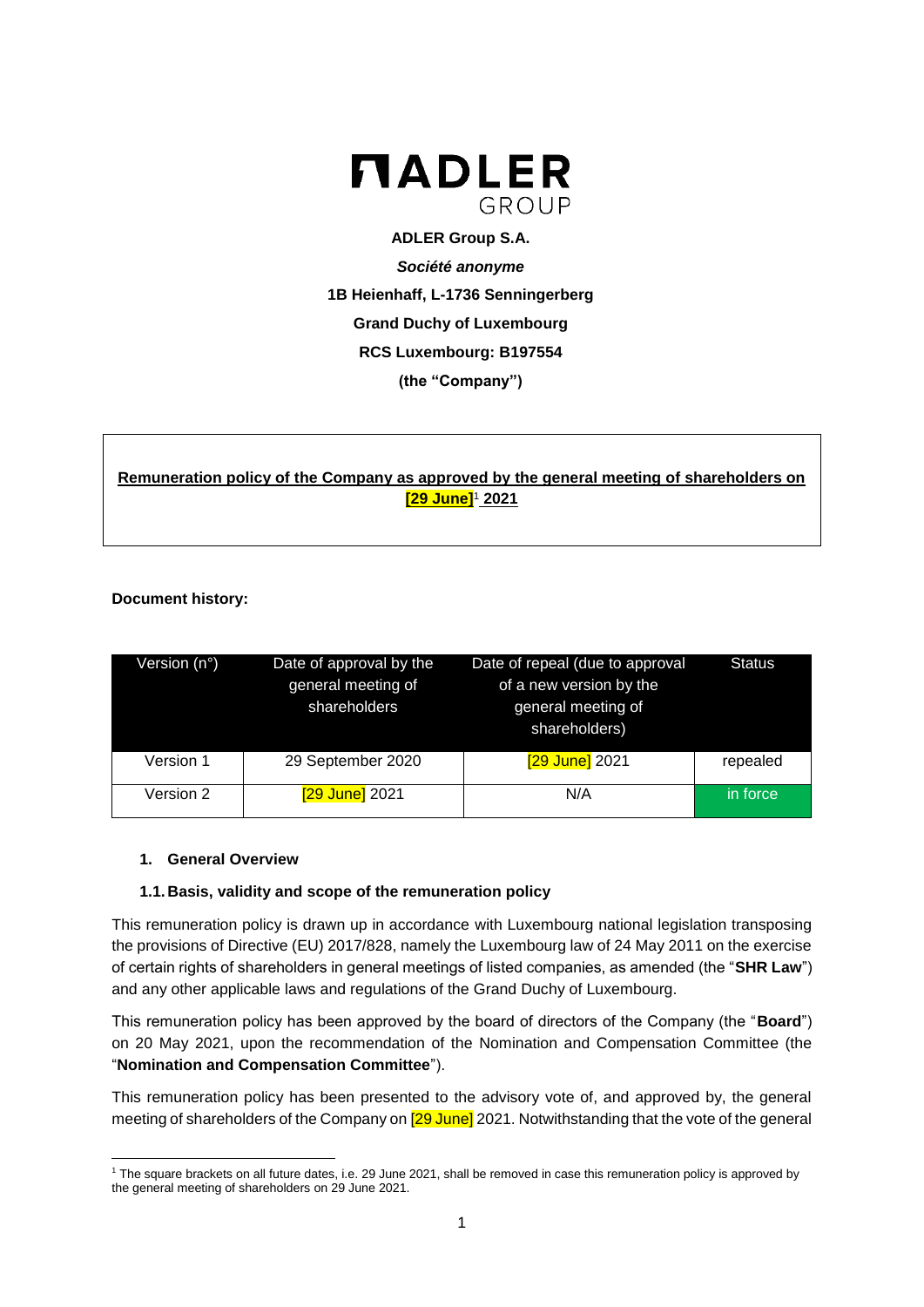**ADLER GROUP**

**ADLER Group S.A.**

***Société anonyme***

**1B Heienhaff, L-1736 Senningerberg**

**Grand Duchy of Luxembourg**

**RCS Luxembourg: B197554**

**(the "Company")**

**Remuneration policy of the Company as approved by the general meeting of shareholders on [29 June][1] 2021**

**Document history:**

| Version (n°) | Date of approval by the general meeting of shareholders | Date of repeal (due to approval of a new version by the general meeting of shareholders) | Status |
|---|---|---|---|
| Version 1 | 29 September 2020 | [29 June] 2021 | repealed |
| Version 2 | [29 June] 2021 | N/A | in force |

## 1. General Overview

### 1.1. Basis, validity and scope of the remuneration policy

This remuneration policy is drawn up in accordance with Luxembourg national legislation transposing the provisions of Directive (EU) 2017/828, namely the Luxembourg law of 24 May 2011 on the exercise of certain rights of shareholders in general meetings of listed companies, as amended (the "**SHR Law**") and any other applicable laws and regulations of the Grand Duchy of Luxembourg.

This remuneration policy has been approved by the board of directors of the Company (the "**Board**") on 20 May 2021, upon the recommendation of the Nomination and Compensation Committee (the "**Nomination and Compensation Committee**").

This remuneration policy has been presented to the advisory vote of, and approved by, the general meeting of shareholders of the Company on [29 June] 2021. Notwithstanding that the vote of the general

[1] The square brackets on all future dates, i.e. 29 June 2021, shall be removed in case this remuneration policy is approved by the general meeting of shareholders on 29 June 2021.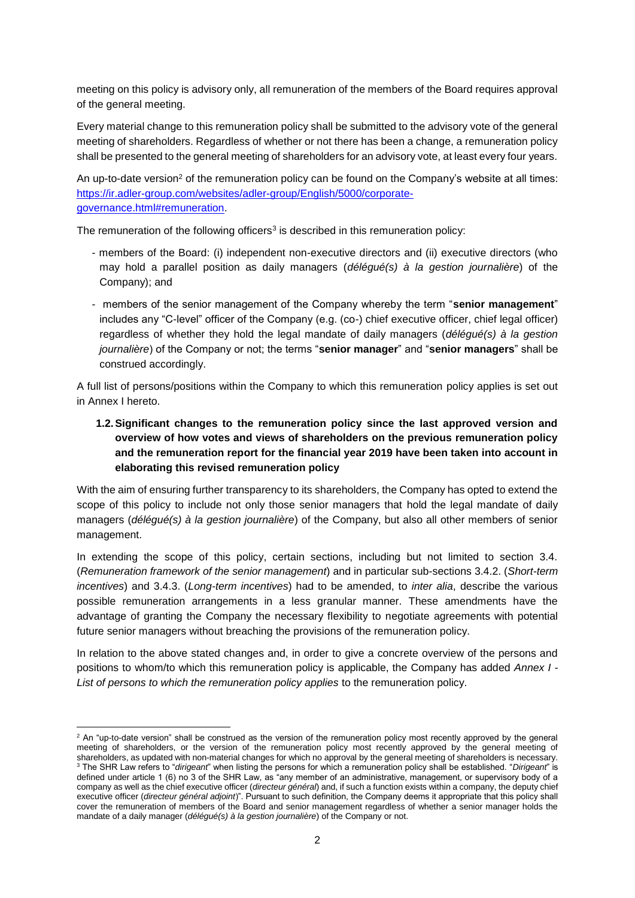meeting on this policy is advisory only, all remuneration of the members of the Board requires approval of the general meeting.

Every material change to this remuneration policy shall be submitted to the advisory vote of the general meeting of shareholders. Regardless of whether or not there has been a change, a remuneration policy shall be presented to the general meeting of shareholders for an advisory vote, at least every four years.

An up-to-date version[2] of the remuneration policy can be found on the Company's website at all times: https://ir.adler-group.com/websites/adler-group/English/5000/corporate-governance.html#remuneration.

The remuneration of the following officers[3] is described in this remuneration policy:

- members of the Board: (i) independent non-executive directors and (ii) executive directors (who may hold a parallel position as daily managers (*délégué(s) à la gestion journalière*) of the Company); and
- members of the senior management of the Company whereby the term "**senior management**" includes any "C-level" officer of the Company (e.g. (co-) chief executive officer, chief legal officer) regardless of whether they hold the legal mandate of daily managers (*délégué(s) à la gestion journalière*) of the Company or not; the terms "**senior manager**" and "**senior managers**" shall be construed accordingly.

A full list of persons/positions within the Company to which this remuneration policy applies is set out in Annex I hereto.

### 1.2. Significant changes to the remuneration policy since the last approved version and overview of how votes and views of shareholders on the previous remuneration policy and the remuneration report for the financial year 2019 have been taken into account in elaborating this revised remuneration policy

With the aim of ensuring further transparency to its shareholders, the Company has opted to extend the scope of this policy to include not only those senior managers that hold the legal mandate of daily managers (*délégué(s) à la gestion journalière*) of the Company, but also all other members of senior management.

In extending the scope of this policy, certain sections, including but not limited to section 3.4. (*Remuneration framework of the senior management*) and in particular sub-sections 3.4.2. (*Short-term incentives*) and 3.4.3. (*Long-term incentives*) had to be amended, to *inter alia*, describe the various possible remuneration arrangements in a less granular manner. These amendments have the advantage of granting the Company the necessary flexibility to negotiate agreements with potential future senior managers without breaching the provisions of the remuneration policy.

In relation to the above stated changes and, in order to give a concrete overview of the persons and positions to whom/to which this remuneration policy is applicable, the Company has added *Annex I - List of persons to which the remuneration policy applies* to the remuneration policy.

---

[2] An "up-to-date version" shall be construed as the version of the remuneration policy most recently approved by the general meeting of shareholders, or the version of the remuneration policy most recently approved by the general meeting of shareholders, as updated with non-material changes for which no approval by the general meeting of shareholders is necessary.

[3] The SHR Law refers to "*dirigeant*" when listing the persons for which a remuneration policy shall be established. "*Dirigeant*" is defined under article 1 (6) no 3 of the SHR Law, as "any member of an administrative, management, or supervisory body of a company as well as the chief executive officer (*directeur général*) and, if such a function exists within a company, the deputy chief executive officer (*directeur général adjoint*)". Pursuant to such definition, the Company deems it appropriate that this policy shall cover the remuneration of members of the Board and senior management regardless of whether a senior manager holds the mandate of a daily manager (*délégué(s) à la gestion journalière*) of the Company or not.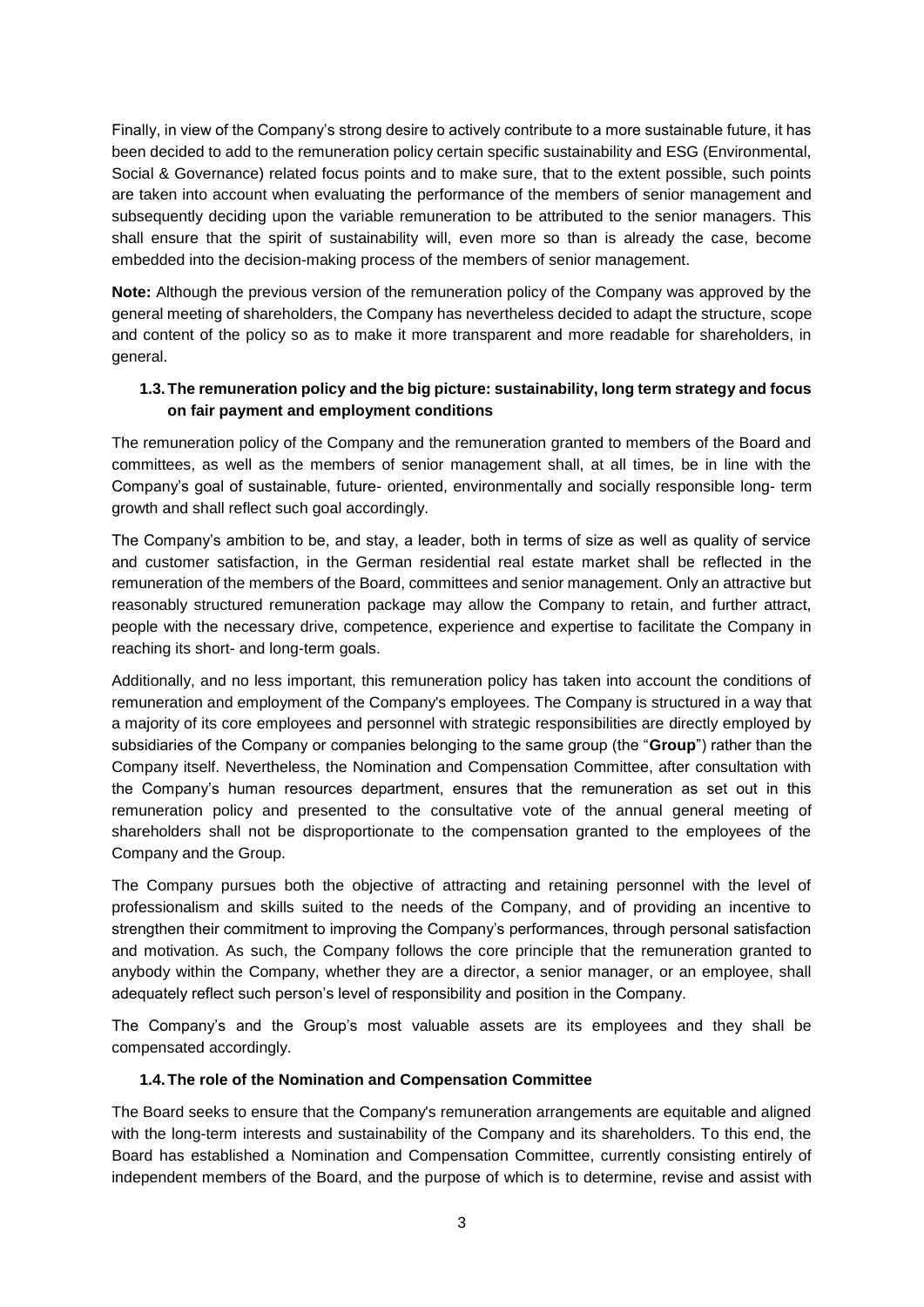Finally, in view of the Company's strong desire to actively contribute to a more sustainable future, it has been decided to add to the remuneration policy certain specific sustainability and ESG (Environmental, Social & Governance) related focus points and to make sure, that to the extent possible, such points are taken into account when evaluating the performance of the members of senior management and subsequently deciding upon the variable remuneration to be attributed to the senior managers. This shall ensure that the spirit of sustainability will, even more so than is already the case, become embedded into the decision-making process of the members of senior management.

**Note:** Although the previous version of the remuneration policy of the Company was approved by the general meeting of shareholders, the Company has nevertheless decided to adapt the structure, scope and content of the policy so as to make it more transparent and more readable for shareholders, in general.

### 1.3. The remuneration policy and the big picture: sustainability, long term strategy and focus on fair payment and employment conditions

The remuneration policy of the Company and the remuneration granted to members of the Board and committees, as well as the members of senior management shall, at all times, be in line with the Company's goal of sustainable, future- oriented, environmentally and socially responsible long- term growth and shall reflect such goal accordingly.

The Company's ambition to be, and stay, a leader, both in terms of size as well as quality of service and customer satisfaction, in the German residential real estate market shall be reflected in the remuneration of the members of the Board, committees and senior management. Only an attractive but reasonably structured remuneration package may allow the Company to retain, and further attract, people with the necessary drive, competence, experience and expertise to facilitate the Company in reaching its short- and long-term goals.

Additionally, and no less important, this remuneration policy has taken into account the conditions of remuneration and employment of the Company's employees. The Company is structured in a way that a majority of its core employees and personnel with strategic responsibilities are directly employed by subsidiaries of the Company or companies belonging to the same group (the "**Group**") rather than the Company itself. Nevertheless, the Nomination and Compensation Committee, after consultation with the Company's human resources department, ensures that the remuneration as set out in this remuneration policy and presented to the consultative vote of the annual general meeting of shareholders shall not be disproportionate to the compensation granted to the employees of the Company and the Group.

The Company pursues both the objective of attracting and retaining personnel with the level of professionalism and skills suited to the needs of the Company, and of providing an incentive to strengthen their commitment to improving the Company's performances, through personal satisfaction and motivation. As such, the Company follows the core principle that the remuneration granted to anybody within the Company, whether they are a director, a senior manager, or an employee, shall adequately reflect such person's level of responsibility and position in the Company.

The Company's and the Group's most valuable assets are its employees and they shall be compensated accordingly.

### 1.4. The role of the Nomination and Compensation Committee

The Board seeks to ensure that the Company's remuneration arrangements are equitable and aligned with the long-term interests and sustainability of the Company and its shareholders. To this end, the Board has established a Nomination and Compensation Committee, currently consisting entirely of independent members of the Board, and the purpose of which is to determine, revise and assist with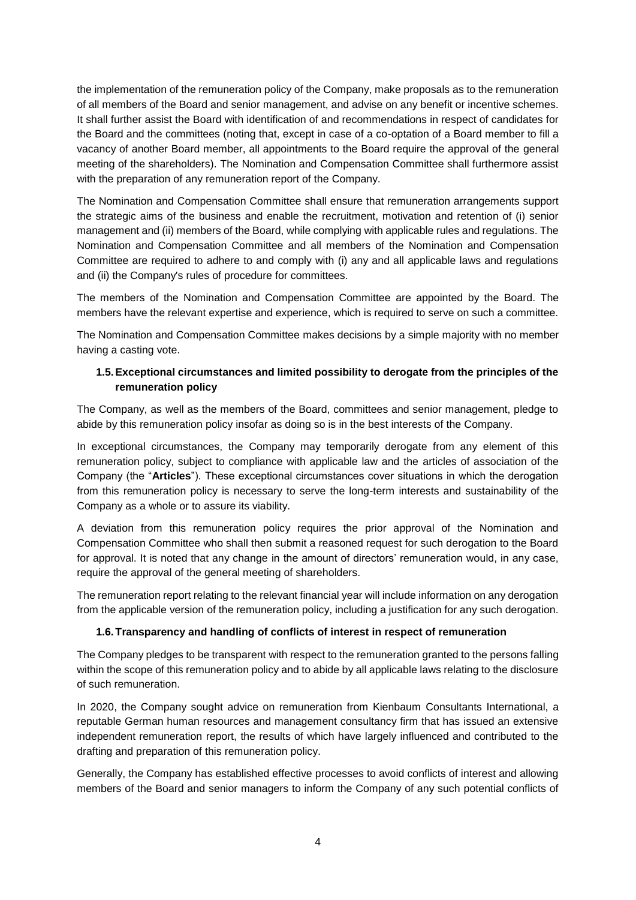the implementation of the remuneration policy of the Company, make proposals as to the remuneration of all members of the Board and senior management, and advise on any benefit or incentive schemes. It shall further assist the Board with identification of and recommendations in respect of candidates for the Board and the committees (noting that, except in case of a co-optation of a Board member to fill a vacancy of another Board member, all appointments to the Board require the approval of the general meeting of the shareholders). The Nomination and Compensation Committee shall furthermore assist with the preparation of any remuneration report of the Company.

The Nomination and Compensation Committee shall ensure that remuneration arrangements support the strategic aims of the business and enable the recruitment, motivation and retention of (i) senior management and (ii) members of the Board, while complying with applicable rules and regulations. The Nomination and Compensation Committee and all members of the Nomination and Compensation Committee are required to adhere to and comply with (i) any and all applicable laws and regulations and (ii) the Company's rules of procedure for committees.

The members of the Nomination and Compensation Committee are appointed by the Board. The members have the relevant expertise and experience, which is required to serve on such a committee.

The Nomination and Compensation Committee makes decisions by a simple majority with no member having a casting vote.

### 1.5. Exceptional circumstances and limited possibility to derogate from the principles of the remuneration policy

The Company, as well as the members of the Board, committees and senior management, pledge to abide by this remuneration policy insofar as doing so is in the best interests of the Company.

In exceptional circumstances, the Company may temporarily derogate from any element of this remuneration policy, subject to compliance with applicable law and the articles of association of the Company (the "**Articles**"). These exceptional circumstances cover situations in which the derogation from this remuneration policy is necessary to serve the long-term interests and sustainability of the Company as a whole or to assure its viability.

A deviation from this remuneration policy requires the prior approval of the Nomination and Compensation Committee who shall then submit a reasoned request for such derogation to the Board for approval. It is noted that any change in the amount of directors' remuneration would, in any case, require the approval of the general meeting of shareholders.

The remuneration report relating to the relevant financial year will include information on any derogation from the applicable version of the remuneration policy, including a justification for any such derogation.

### 1.6. Transparency and handling of conflicts of interest in respect of remuneration

The Company pledges to be transparent with respect to the remuneration granted to the persons falling within the scope of this remuneration policy and to abide by all applicable laws relating to the disclosure of such remuneration.

In 2020, the Company sought advice on remuneration from Kienbaum Consultants International, a reputable German human resources and management consultancy firm that has issued an extensive independent remuneration report, the results of which have largely influenced and contributed to the drafting and preparation of this remuneration policy.

Generally, the Company has established effective processes to avoid conflicts of interest and allowing members of the Board and senior managers to inform the Company of any such potential conflicts of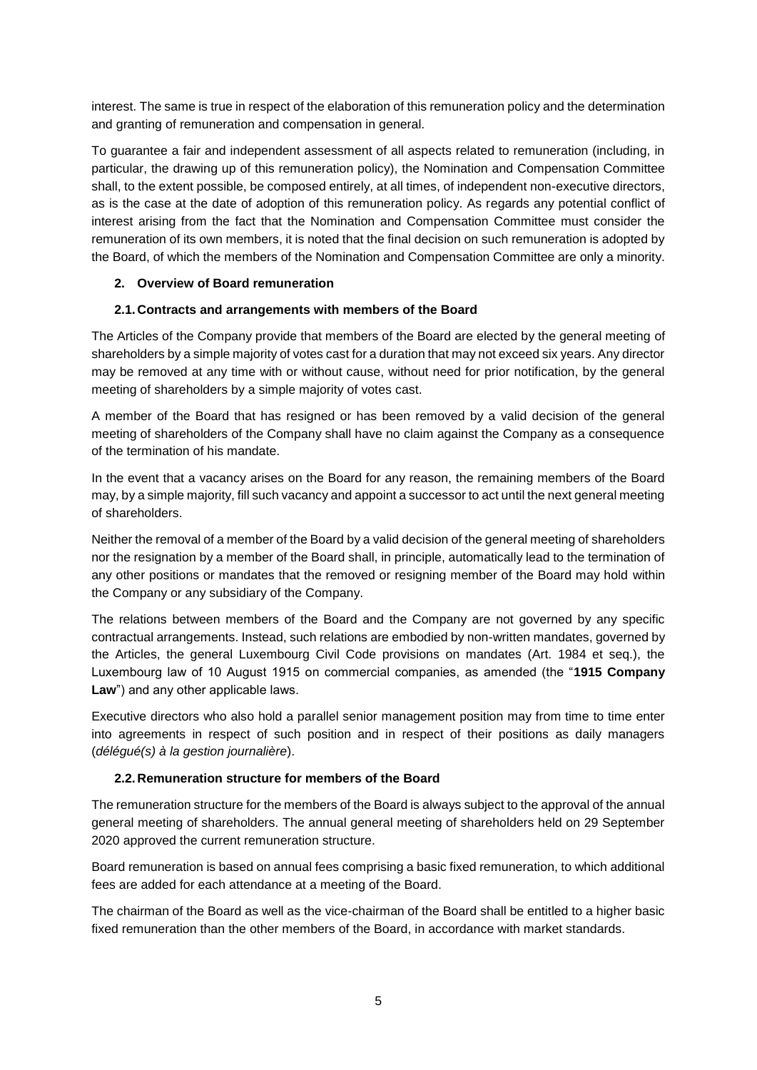interest. The same is true in respect of the elaboration of this remuneration policy and the determination and granting of remuneration and compensation in general.

To guarantee a fair and independent assessment of all aspects related to remuneration (including, in particular, the drawing up of this remuneration policy), the Nomination and Compensation Committee shall, to the extent possible, be composed entirely, at all times, of independent non-executive directors, as is the case at the date of adoption of this remuneration policy. As regards any potential conflict of interest arising from the fact that the Nomination and Compensation Committee must consider the remuneration of its own members, it is noted that the final decision on such remuneration is adopted by the Board, of which the members of the Nomination and Compensation Committee are only a minority.

## 2. Overview of Board remuneration

### 2.1. Contracts and arrangements with members of the Board

The Articles of the Company provide that members of the Board are elected by the general meeting of shareholders by a simple majority of votes cast for a duration that may not exceed six years. Any director may be removed at any time with or without cause, without need for prior notification, by the general meeting of shareholders by a simple majority of votes cast.

A member of the Board that has resigned or has been removed by a valid decision of the general meeting of shareholders of the Company shall have no claim against the Company as a consequence of the termination of his mandate.

In the event that a vacancy arises on the Board for any reason, the remaining members of the Board may, by a simple majority, fill such vacancy and appoint a successor to act until the next general meeting of shareholders.

Neither the removal of a member of the Board by a valid decision of the general meeting of shareholders nor the resignation by a member of the Board shall, in principle, automatically lead to the termination of any other positions or mandates that the removed or resigning member of the Board may hold within the Company or any subsidiary of the Company.

The relations between members of the Board and the Company are not governed by any specific contractual arrangements. Instead, such relations are embodied by non-written mandates, governed by the Articles, the general Luxembourg Civil Code provisions on mandates (Art. 1984 et seq.), the Luxembourg law of 10 August 1915 on commercial companies, as amended (the "**1915 Company Law**") and any other applicable laws.

Executive directors who also hold a parallel senior management position may from time to time enter into agreements in respect of such position and in respect of their positions as daily managers (*délégué(s) à la gestion journalière*).

### 2.2. Remuneration structure for members of the Board

The remuneration structure for the members of the Board is always subject to the approval of the annual general meeting of shareholders. The annual general meeting of shareholders held on 29 September 2020 approved the current remuneration structure.

Board remuneration is based on annual fees comprising a basic fixed remuneration, to which additional fees are added for each attendance at a meeting of the Board.

The chairman of the Board as well as the vice-chairman of the Board shall be entitled to a higher basic fixed remuneration than the other members of the Board, in accordance with market standards.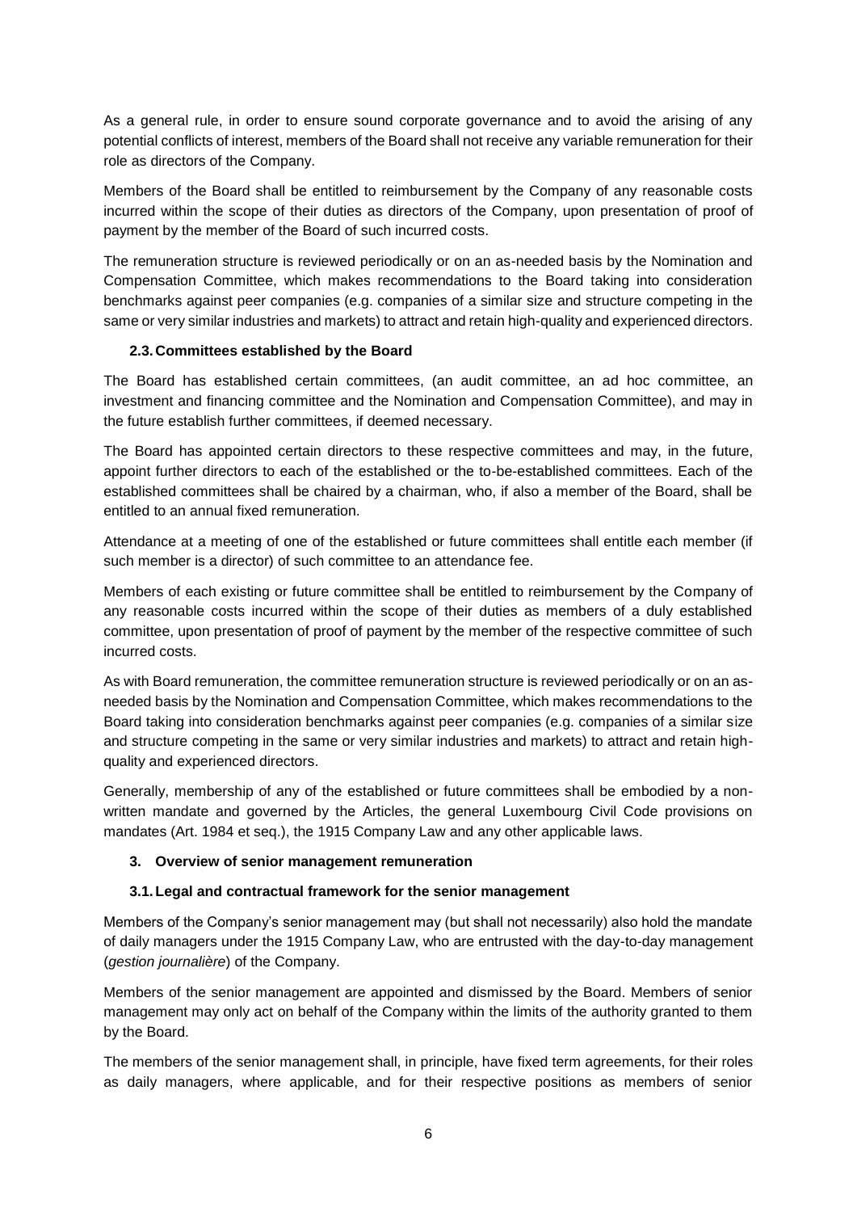As a general rule, in order to ensure sound corporate governance and to avoid the arising of any potential conflicts of interest, members of the Board shall not receive any variable remuneration for their role as directors of the Company.

Members of the Board shall be entitled to reimbursement by the Company of any reasonable costs incurred within the scope of their duties as directors of the Company, upon presentation of proof of payment by the member of the Board of such incurred costs.

The remuneration structure is reviewed periodically or on an as-needed basis by the Nomination and Compensation Committee, which makes recommendations to the Board taking into consideration benchmarks against peer companies (e.g. companies of a similar size and structure competing in the same or very similar industries and markets) to attract and retain high-quality and experienced directors.

### 2.3. Committees established by the Board

The Board has established certain committees, (an audit committee, an ad hoc committee, an investment and financing committee and the Nomination and Compensation Committee), and may in the future establish further committees, if deemed necessary.

The Board has appointed certain directors to these respective committees and may, in the future, appoint further directors to each of the established or the to-be-established committees. Each of the established committees shall be chaired by a chairman, who, if also a member of the Board, shall be entitled to an annual fixed remuneration.

Attendance at a meeting of one of the established or future committees shall entitle each member (if such member is a director) of such committee to an attendance fee.

Members of each existing or future committee shall be entitled to reimbursement by the Company of any reasonable costs incurred within the scope of their duties as members of a duly established committee, upon presentation of proof of payment by the member of the respective committee of such incurred costs.

As with Board remuneration, the committee remuneration structure is reviewed periodically or on an as-needed basis by the Nomination and Compensation Committee, which makes recommendations to the Board taking into consideration benchmarks against peer companies (e.g. companies of a similar size and structure competing in the same or very similar industries and markets) to attract and retain high-quality and experienced directors.

Generally, membership of any of the established or future committees shall be embodied by a non-written mandate and governed by the Articles, the general Luxembourg Civil Code provisions on mandates (Art. 1984 et seq.), the 1915 Company Law and any other applicable laws.

## 3. Overview of senior management remuneration

### 3.1. Legal and contractual framework for the senior management

Members of the Company's senior management may (but shall not necessarily) also hold the mandate of daily managers under the 1915 Company Law, who are entrusted with the day-to-day management (*gestion journalière*) of the Company.

Members of the senior management are appointed and dismissed by the Board. Members of senior management may only act on behalf of the Company within the limits of the authority granted to them by the Board.

The members of the senior management shall, in principle, have fixed term agreements, for their roles as daily managers, where applicable, and for their respective positions as members of senior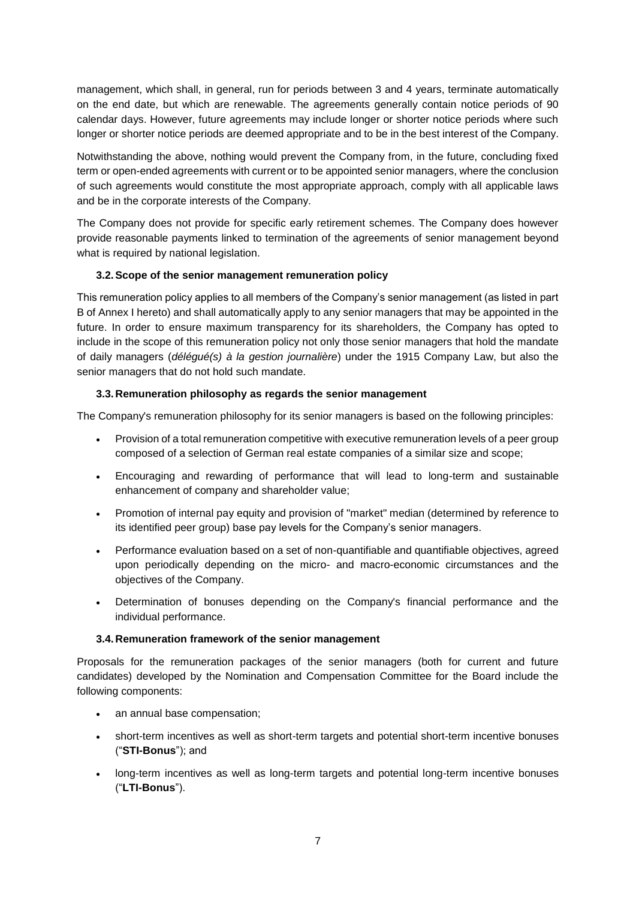management, which shall, in general, run for periods between 3 and 4 years, terminate automatically on the end date, but which are renewable. The agreements generally contain notice periods of 90 calendar days. However, future agreements may include longer or shorter notice periods where such longer or shorter notice periods are deemed appropriate and to be in the best interest of the Company.

Notwithstanding the above, nothing would prevent the Company from, in the future, concluding fixed term or open-ended agreements with current or to be appointed senior managers, where the conclusion of such agreements would constitute the most appropriate approach, comply with all applicable laws and be in the corporate interests of the Company.

The Company does not provide for specific early retirement schemes. The Company does however provide reasonable payments linked to termination of the agreements of senior management beyond what is required by national legislation.

### 3.2. Scope of the senior management remuneration policy

This remuneration policy applies to all members of the Company's senior management (as listed in part B of Annex I hereto) and shall automatically apply to any senior managers that may be appointed in the future. In order to ensure maximum transparency for its shareholders, the Company has opted to include in the scope of this remuneration policy not only those senior managers that hold the mandate of daily managers (*délégué(s) à la gestion journalière*) under the 1915 Company Law, but also the senior managers that do not hold such mandate.

### 3.3. Remuneration philosophy as regards the senior management

The Company's remuneration philosophy for its senior managers is based on the following principles:

- Provision of a total remuneration competitive with executive remuneration levels of a peer group composed of a selection of German real estate companies of a similar size and scope;
- Encouraging and rewarding of performance that will lead to long-term and sustainable enhancement of company and shareholder value;
- Promotion of internal pay equity and provision of "market" median (determined by reference to its identified peer group) base pay levels for the Company's senior managers.
- Performance evaluation based on a set of non-quantifiable and quantifiable objectives, agreed upon periodically depending on the micro- and macro-economic circumstances and the objectives of the Company.
- Determination of bonuses depending on the Company's financial performance and the individual performance.

### 3.4. Remuneration framework of the senior management

Proposals for the remuneration packages of the senior managers (both for current and future candidates) developed by the Nomination and Compensation Committee for the Board include the following components:

- an annual base compensation;
- short-term incentives as well as short-term targets and potential short-term incentive bonuses ("**STI-Bonus**"); and
- long-term incentives as well as long-term targets and potential long-term incentive bonuses ("**LTI-Bonus**").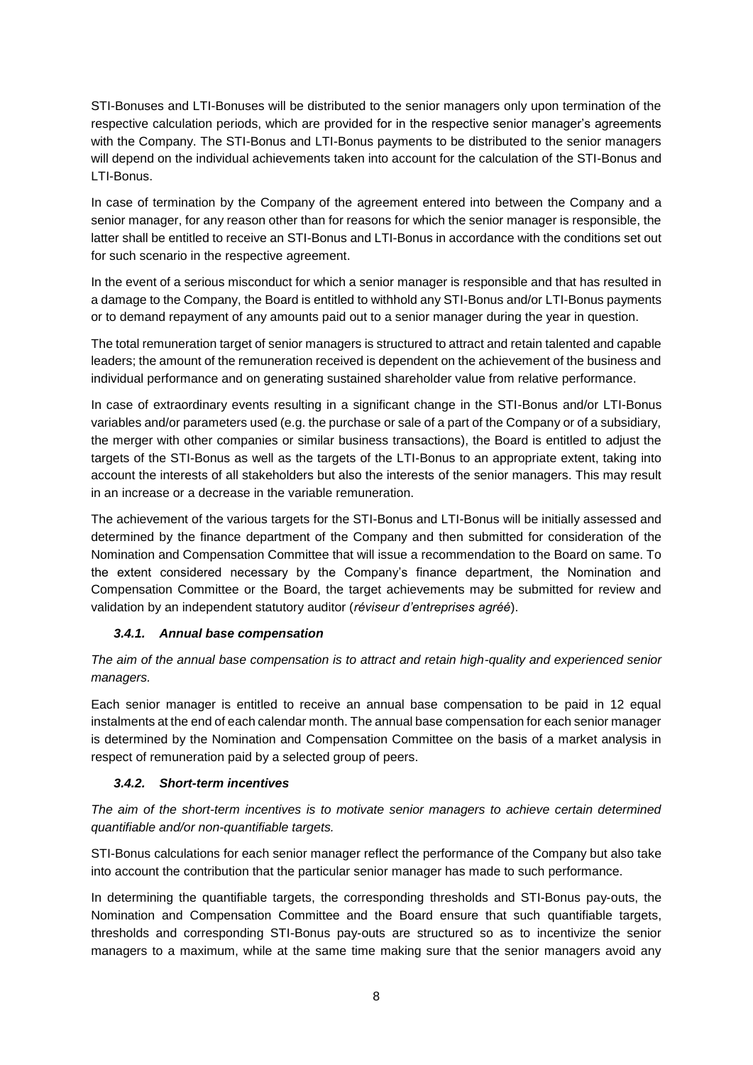STI-Bonuses and LTI-Bonuses will be distributed to the senior managers only upon termination of the respective calculation periods, which are provided for in the respective senior manager's agreements with the Company. The STI-Bonus and LTI-Bonus payments to be distributed to the senior managers will depend on the individual achievements taken into account for the calculation of the STI-Bonus and LTI-Bonus.

In case of termination by the Company of the agreement entered into between the Company and a senior manager, for any reason other than for reasons for which the senior manager is responsible, the latter shall be entitled to receive an STI-Bonus and LTI-Bonus in accordance with the conditions set out for such scenario in the respective agreement.

In the event of a serious misconduct for which a senior manager is responsible and that has resulted in a damage to the Company, the Board is entitled to withhold any STI-Bonus and/or LTI-Bonus payments or to demand repayment of any amounts paid out to a senior manager during the year in question.

The total remuneration target of senior managers is structured to attract and retain talented and capable leaders; the amount of the remuneration received is dependent on the achievement of the business and individual performance and on generating sustained shareholder value from relative performance.

In case of extraordinary events resulting in a significant change in the STI-Bonus and/or LTI-Bonus variables and/or parameters used (e.g. the purchase or sale of a part of the Company or of a subsidiary, the merger with other companies or similar business transactions), the Board is entitled to adjust the targets of the STI-Bonus as well as the targets of the LTI-Bonus to an appropriate extent, taking into account the interests of all stakeholders but also the interests of the senior managers. This may result in an increase or a decrease in the variable remuneration.

The achievement of the various targets for the STI-Bonus and LTI-Bonus will be initially assessed and determined by the finance department of the Company and then submitted for consideration of the Nomination and Compensation Committee that will issue a recommendation to the Board on same. To the extent considered necessary by the Company's finance department, the Nomination and Compensation Committee or the Board, the target achievements may be submitted for review and validation by an independent statutory auditor (*réviseur d'entreprises agréé*).

#### *3.4.1. Annual base compensation*

*The aim of the annual base compensation is to attract and retain high-quality and experienced senior managers.*

Each senior manager is entitled to receive an annual base compensation to be paid in 12 equal instalments at the end of each calendar month. The annual base compensation for each senior manager is determined by the Nomination and Compensation Committee on the basis of a market analysis in respect of remuneration paid by a selected group of peers.

#### *3.4.2. Short-term incentives*

*The aim of the short-term incentives is to motivate senior managers to achieve certain determined quantifiable and/or non-quantifiable targets.*

STI-Bonus calculations for each senior manager reflect the performance of the Company but also take into account the contribution that the particular senior manager has made to such performance.

In determining the quantifiable targets, the corresponding thresholds and STI-Bonus pay-outs, the Nomination and Compensation Committee and the Board ensure that such quantifiable targets, thresholds and corresponding STI-Bonus pay-outs are structured so as to incentivize the senior managers to a maximum, while at the same time making sure that the senior managers avoid any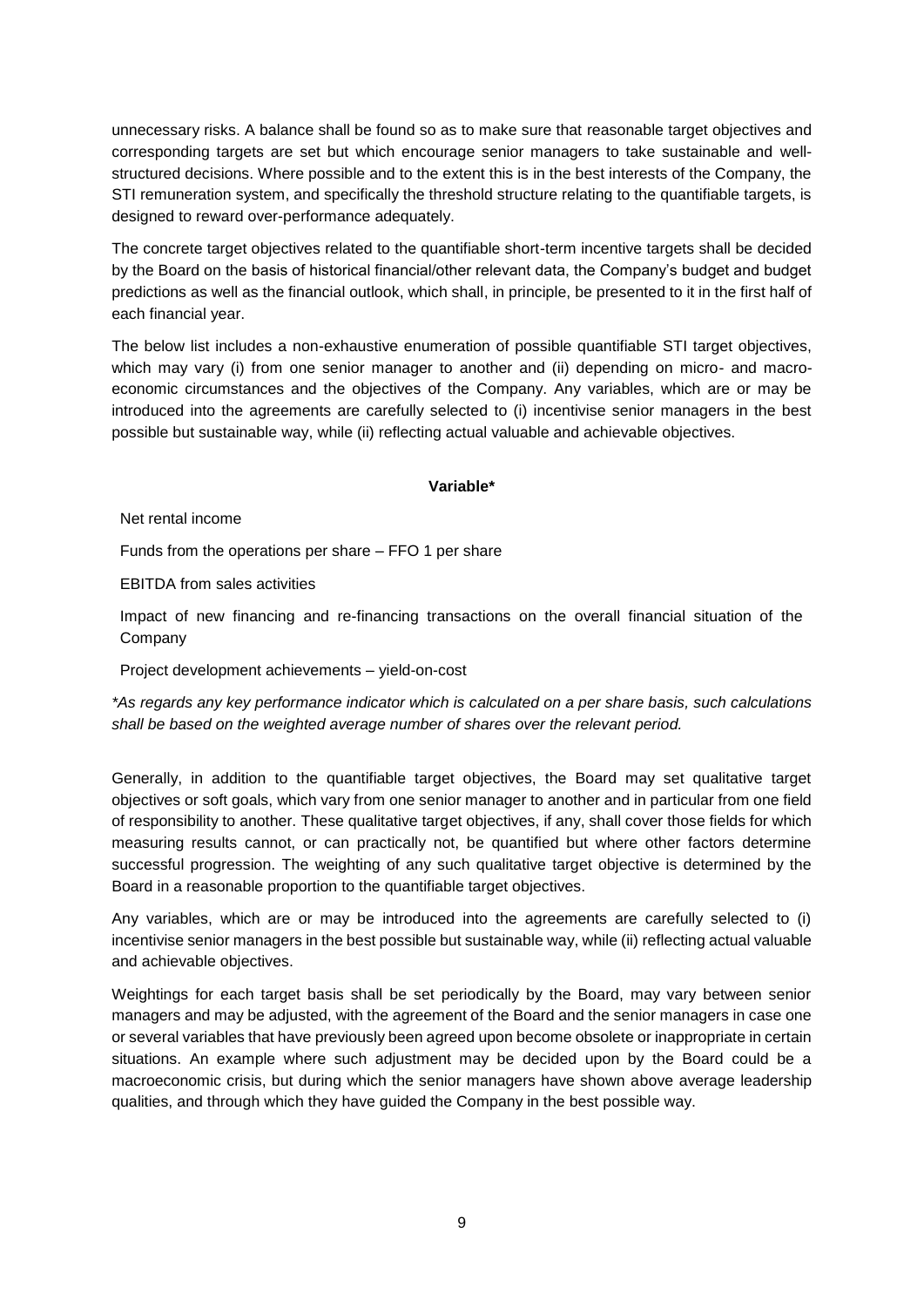unnecessary risks. A balance shall be found so as to make sure that reasonable target objectives and corresponding targets are set but which encourage senior managers to take sustainable and well-structured decisions. Where possible and to the extent this is in the best interests of the Company, the STI remuneration system, and specifically the threshold structure relating to the quantifiable targets, is designed to reward over-performance adequately.

The concrete target objectives related to the quantifiable short-term incentive targets shall be decided by the Board on the basis of historical financial/other relevant data, the Company's budget and budget predictions as well as the financial outlook, which shall, in principle, be presented to it in the first half of each financial year.

The below list includes a non-exhaustive enumeration of possible quantifiable STI target objectives, which may vary (i) from one senior manager to another and (ii) depending on micro- and macro-economic circumstances and the objectives of the Company. Any variables, which are or may be introduced into the agreements are carefully selected to (i) incentivise senior managers in the best possible but sustainable way, while (ii) reflecting actual valuable and achievable objectives.

| **Variable*** |
|---|
| Net rental income |
| Funds from the operations per share – FFO 1 per share |
| EBITDA from sales activities |
| Impact of new financing and re-financing transactions on the overall financial situation of the Company |
| Project development achievements – yield-on-cost |

*\*As regards any key performance indicator which is calculated on a per share basis, such calculations shall be based on the weighted average number of shares over the relevant period.*

Generally, in addition to the quantifiable target objectives, the Board may set qualitative target objectives or soft goals, which vary from one senior manager to another and in particular from one field of responsibility to another. These qualitative target objectives, if any, shall cover those fields for which measuring results cannot, or can practically not, be quantified but where other factors determine successful progression. The weighting of any such qualitative target objective is determined by the Board in a reasonable proportion to the quantifiable target objectives.

Any variables, which are or may be introduced into the agreements are carefully selected to (i) incentivise senior managers in the best possible but sustainable way, while (ii) reflecting actual valuable and achievable objectives.

Weightings for each target basis shall be set periodically by the Board, may vary between senior managers and may be adjusted, with the agreement of the Board and the senior managers in case one or several variables that have previously been agreed upon become obsolete or inappropriate in certain situations. An example where such adjustment may be decided upon by the Board could be a macroeconomic crisis, but during which the senior managers have shown above average leadership qualities, and through which they have guided the Company in the best possible way.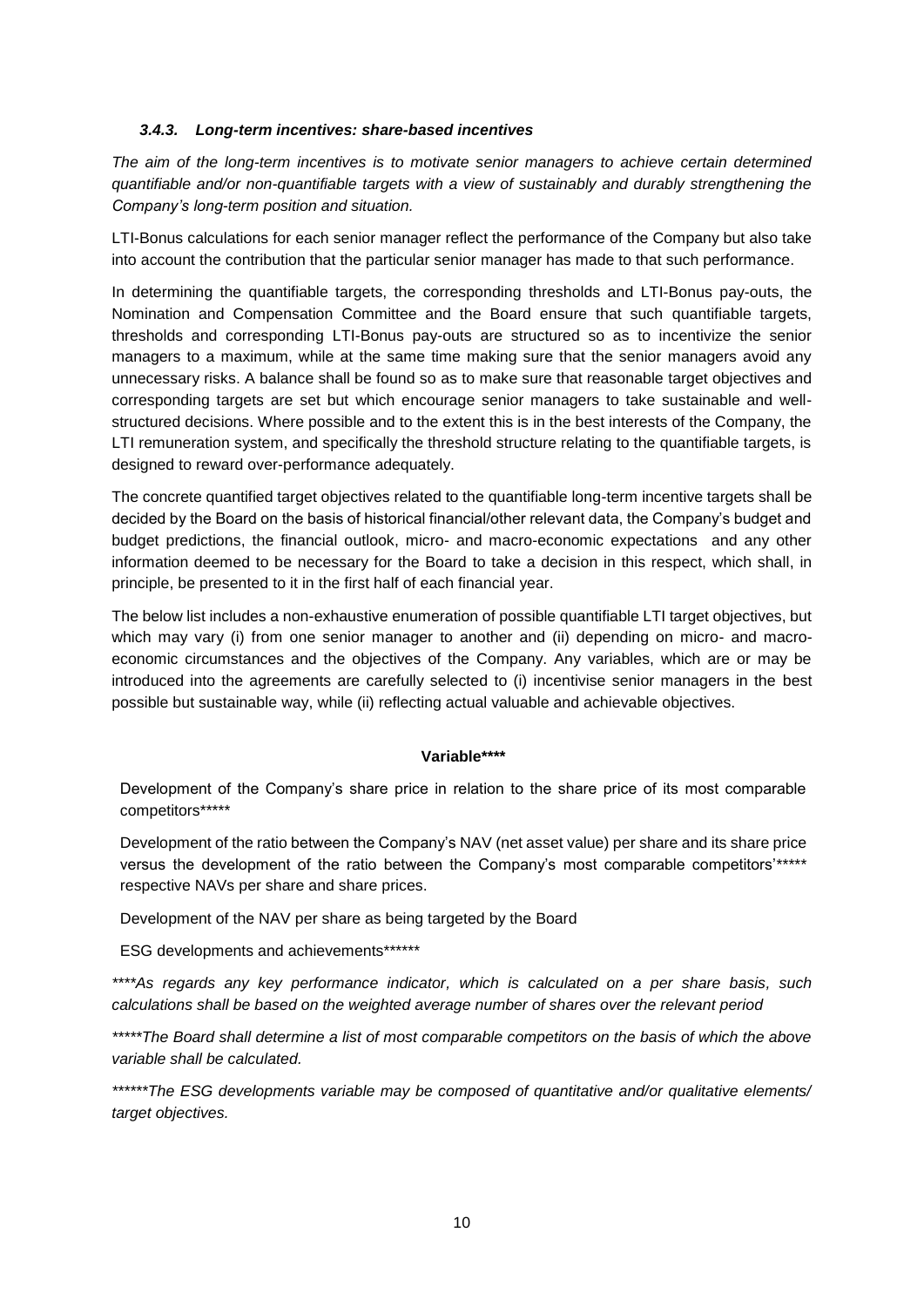### *3.4.3. Long-term incentives: share-based incentives*

*The aim of the long-term incentives is to motivate senior managers to achieve certain determined quantifiable and/or non-quantifiable targets with a view of sustainably and durably strengthening the Company's long-term position and situation.*

LTI-Bonus calculations for each senior manager reflect the performance of the Company but also take into account the contribution that the particular senior manager has made to that such performance.

In determining the quantifiable targets, the corresponding thresholds and LTI-Bonus pay-outs, the Nomination and Compensation Committee and the Board ensure that such quantifiable targets, thresholds and corresponding LTI-Bonus pay-outs are structured so as to incentivize the senior managers to a maximum, while at the same time making sure that the senior managers avoid any unnecessary risks. A balance shall be found so as to make sure that reasonable target objectives and corresponding targets are set but which encourage senior managers to take sustainable and well-structured decisions. Where possible and to the extent this is in the best interests of the Company, the LTI remuneration system, and specifically the threshold structure relating to the quantifiable targets, is designed to reward over-performance adequately.

The concrete quantified target objectives related to the quantifiable long-term incentive targets shall be decided by the Board on the basis of historical financial/other relevant data, the Company's budget and budget predictions, the financial outlook, micro- and macro-economic expectations and any other information deemed to be necessary for the Board to take a decision in this respect, which shall, in principle, be presented to it in the first half of each financial year.

The below list includes a non-exhaustive enumeration of possible quantifiable LTI target objectives, but which may vary (i) from one senior manager to another and (ii) depending on micro- and macro-economic circumstances and the objectives of the Company. Any variables, which are or may be introduced into the agreements are carefully selected to (i) incentivise senior managers in the best possible but sustainable way, while (ii) reflecting actual valuable and achievable objectives.

| **Variable\*\*\*\*** |
|---|
| Development of the Company's share price in relation to the share price of its most comparable competitors\*\*\*\*\* |
| Development of the ratio between the Company's NAV (net asset value) per share and its share price versus the development of the ratio between the Company's most comparable competitors'\*\*\*\*\* respective NAVs per share and share prices. |
| Development of the NAV per share as being targeted by the Board |
| ESG developments and achievements\*\*\*\*\*\* |

*\*\*\*\*As regards any key performance indicator, which is calculated on a per share basis, such calculations shall be based on the weighted average number of shares over the relevant period*

*\*\*\*\*\*The Board shall determine a list of most comparable competitors on the basis of which the above variable shall be calculated.*

*\*\*\*\*\*\*The ESG developments variable may be composed of quantitative and/or qualitative elements/ target objectives.*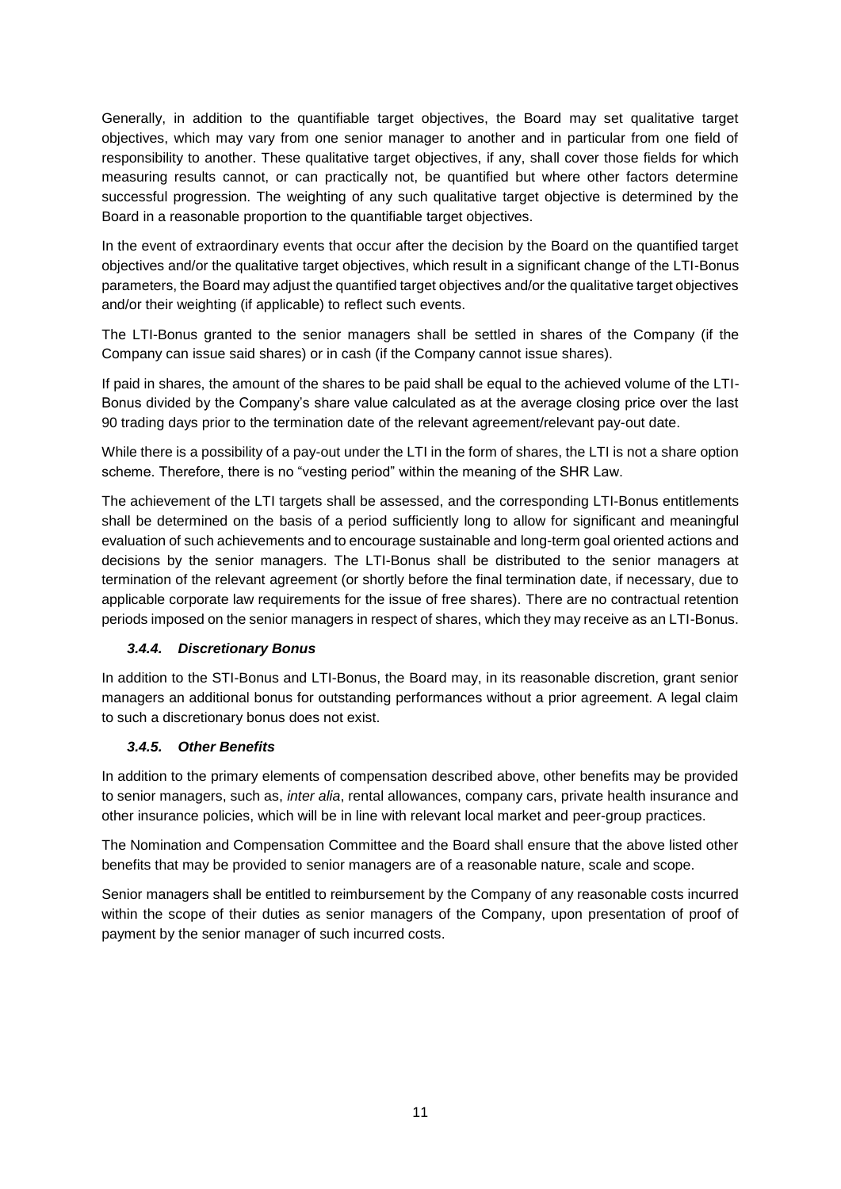Generally, in addition to the quantifiable target objectives, the Board may set qualitative target objectives, which may vary from one senior manager to another and in particular from one field of responsibility to another. These qualitative target objectives, if any, shall cover those fields for which measuring results cannot, or can practically not, be quantified but where other factors determine successful progression. The weighting of any such qualitative target objective is determined by the Board in a reasonable proportion to the quantifiable target objectives.

In the event of extraordinary events that occur after the decision by the Board on the quantified target objectives and/or the qualitative target objectives, which result in a significant change of the LTI-Bonus parameters, the Board may adjust the quantified target objectives and/or the qualitative target objectives and/or their weighting (if applicable) to reflect such events.

The LTI-Bonus granted to the senior managers shall be settled in shares of the Company (if the Company can issue said shares) or in cash (if the Company cannot issue shares).

If paid in shares, the amount of the shares to be paid shall be equal to the achieved volume of the LTI-Bonus divided by the Company's share value calculated as at the average closing price over the last 90 trading days prior to the termination date of the relevant agreement/relevant pay-out date.

While there is a possibility of a pay-out under the LTI in the form of shares, the LTI is not a share option scheme. Therefore, there is no "vesting period" within the meaning of the SHR Law.

The achievement of the LTI targets shall be assessed, and the corresponding LTI-Bonus entitlements shall be determined on the basis of a period sufficiently long to allow for significant and meaningful evaluation of such achievements and to encourage sustainable and long-term goal oriented actions and decisions by the senior managers. The LTI-Bonus shall be distributed to the senior managers at termination of the relevant agreement (or shortly before the final termination date, if necessary, due to applicable corporate law requirements for the issue of free shares). There are no contractual retention periods imposed on the senior managers in respect of shares, which they may receive as an LTI-Bonus.

#### ***3.4.4. Discretionary Bonus***

In addition to the STI-Bonus and LTI-Bonus, the Board may, in its reasonable discretion, grant senior managers an additional bonus for outstanding performances without a prior agreement. A legal claim to such a discretionary bonus does not exist.

#### ***3.4.5. Other Benefits***

In addition to the primary elements of compensation described above, other benefits may be provided to senior managers, such as, *inter alia*, rental allowances, company cars, private health insurance and other insurance policies, which will be in line with relevant local market and peer-group practices.

The Nomination and Compensation Committee and the Board shall ensure that the above listed other benefits that may be provided to senior managers are of a reasonable nature, scale and scope.

Senior managers shall be entitled to reimbursement by the Company of any reasonable costs incurred within the scope of their duties as senior managers of the Company, upon presentation of proof of payment by the senior manager of such incurred costs.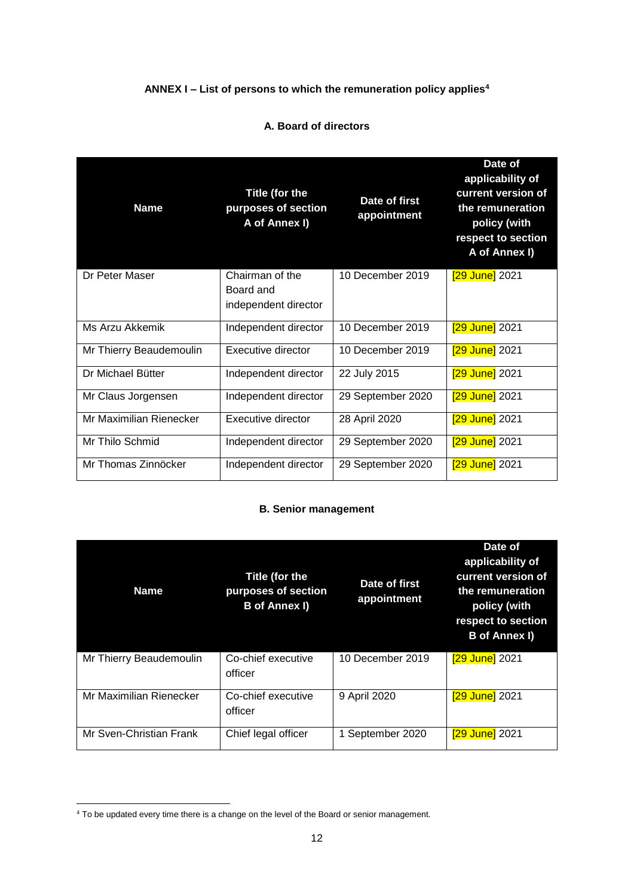## ANNEX I – List of persons to which the remuneration policy applies[4]

### A. Board of directors

| Name | Title (for the purposes of section A of Annex I) | Date of first appointment | Date of applicability of current version of the remuneration policy (with respect to section A of Annex I) |
|---|---|---|---|
| Dr Peter Maser | Chairman of the Board and independent director | 10 December 2019 | [29 June] 2021 |
| Ms Arzu Akkemik | Independent director | 10 December 2019 | [29 June] 2021 |
| Mr Thierry Beaudemoulin | Executive director | 10 December 2019 | [29 June] 2021 |
| Dr Michael Bütter | Independent director | 22 July 2015 | [29 June] 2021 |
| Mr Claus Jorgensen | Independent director | 29 September 2020 | [29 June] 2021 |
| Mr Maximilian Rienecker | Executive director | 28 April 2020 | [29 June] 2021 |
| Mr Thilo Schmid | Independent director | 29 September 2020 | [29 June] 2021 |
| Mr Thomas Zinnöcker | Independent director | 29 September 2020 | [29 June] 2021 |

### B. Senior management

| Name | Title (for the purposes of section B of Annex I) | Date of first appointment | Date of applicability of current version of the remuneration policy (with respect to section B of Annex I) |
|---|---|---|---|
| Mr Thierry Beaudemoulin | Co-chief executive officer | 10 December 2019 | [29 June] 2021 |
| Mr Maximilian Rienecker | Co-chief executive officer | 9 April 2020 | [29 June] 2021 |
| Mr Sven-Christian Frank | Chief legal officer | 1 September 2020 | [29 June] 2021 |

[4] To be updated every time there is a change on the level of the Board or senior management.